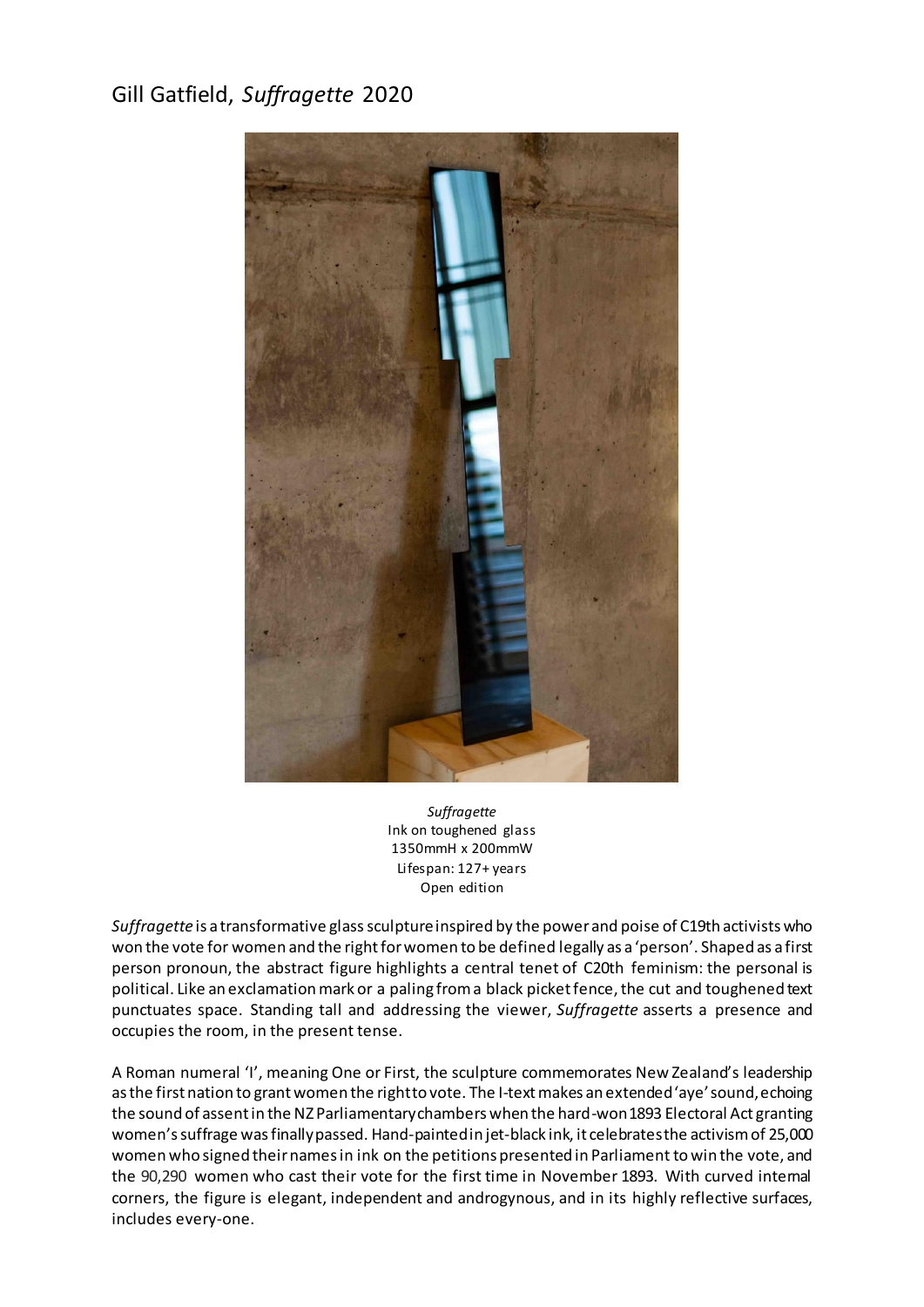# Gill Gatfield, *Suffragette* 2020

*Suffragette*
Ink on toughened glass
1350mmH x 200mmW
Lifespan: 127+ years
Open edition

*Suffragette* is a transformative glass sculpture inspired by the power and poise of C19th activists who won the vote for women and the right for women to be defined legally as a 'person'. Shaped as a first person pronoun, the abstract figure highlights a central tenet of C20th feminism: the personal is political. Like an exclamation mark or a paling from a black picket fence, the cut and toughened text punctuates space. Standing tall and addressing the viewer, *Suffragette* asserts a presence and occupies the room, in the present tense.

A Roman numeral 'I', meaning One or First, the sculpture commemorates New Zealand's leadership as the first nation to grant women the right to vote. The I-text makes an extended 'aye' sound, echoing the sound of assent in the NZ Parliamentary chambers when the hard-won 1893 Electoral Act granting women's suffrage was finally passed. Hand-painted in jet-black ink, it celebrates the activism of 25,000 women who signed their names in ink on the petitions presented in Parliament to win the vote, and the 90,290 women who cast their vote for the first time in November 1893. With curved internal corners, the figure is elegant, independent and androgynous, and in its highly reflective surfaces, includes every-one.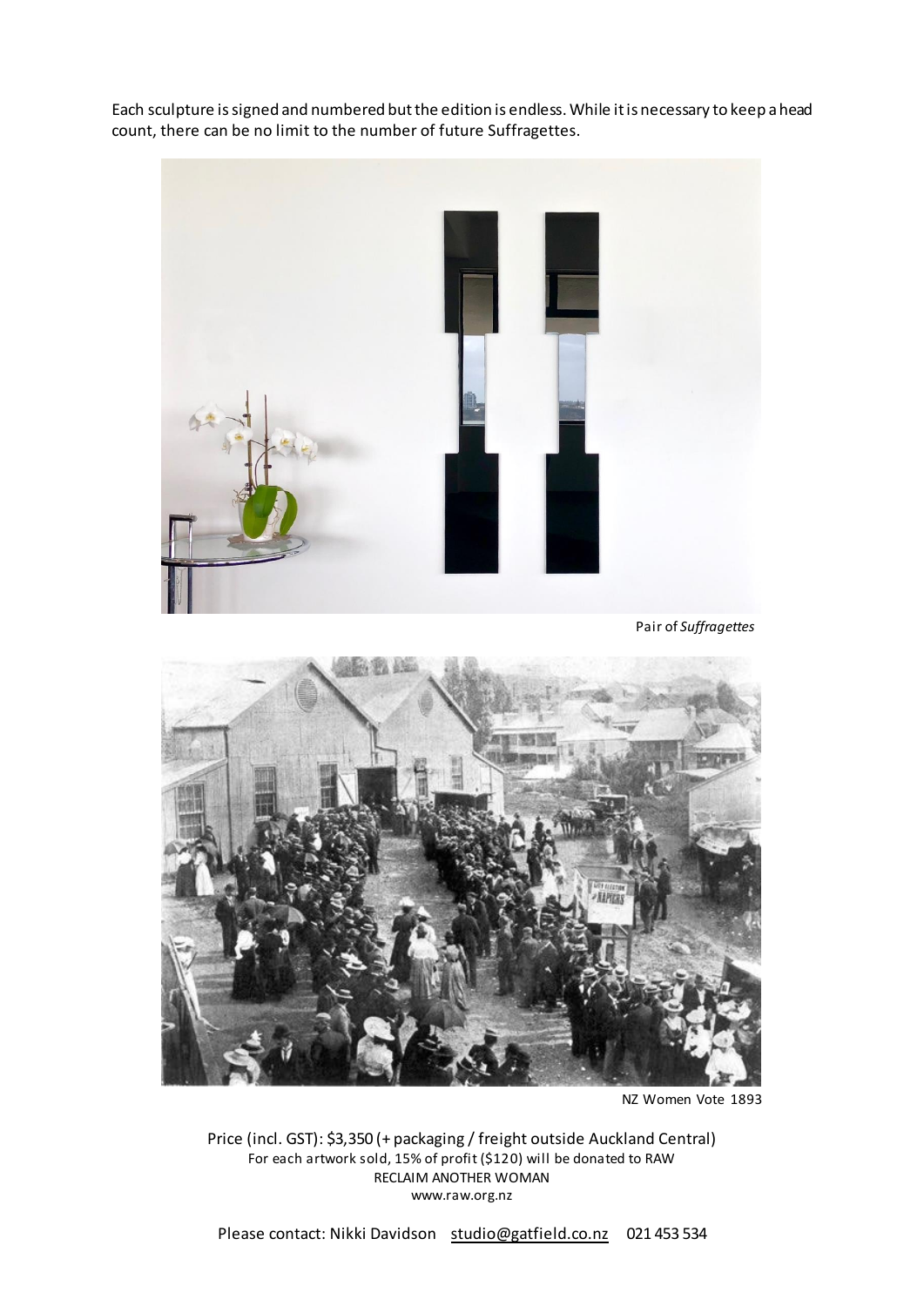Each sculpture is signed and numbered but the edition is endless. While it is necessary to keep a head count, there can be no limit to the number of future Suffragettes.

Pair of *Suffragettes*

NZ Women Vote 1893

Price (incl. GST): $3,350 (+ packaging / freight outside Auckland Central)
For each artwork sold, 15% of profit ($120) will be donated to RAW
RECLAIM ANOTHER WOMAN
www.raw.org.nz

Please contact: Nikki Davidson studio@gatfield.co.nz 021 453 534